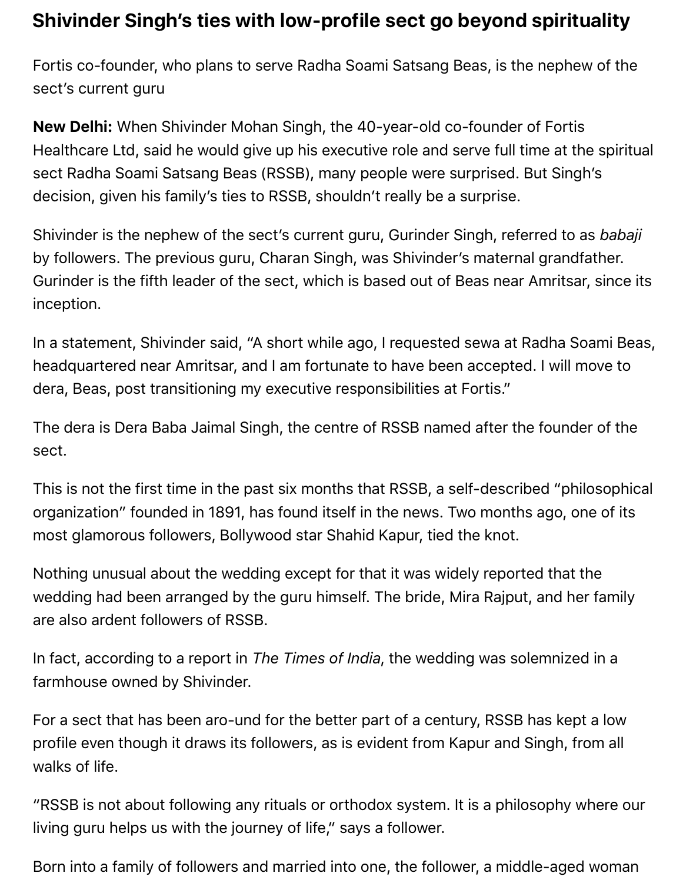# Shivinder Singh's ties with low-profile sect go beyond spirituality

Fortis co-founder, who plans to serve Radha Soami Satsang Beas, is the nephew of the sect's current guru

**New Delhi:** When Shivinder Mohan Singh, the 40-year-old co-founder of Fortis Healthcare Ltd, said he would give up his executive role and serve full time at the spiritual sect Radha Soami Satsang Beas (RSSB), many people were surprised. But Singh's decision, given his family's ties to RSSB, shouldn't really be a surprise.

Shivinder is the nephew of the sect's current guru, Gurinder Singh, referred to as *babaji* by followers. The previous guru, Charan Singh, was Shivinder's maternal grandfather. Gurinder is the fifth leader of the sect, which is based out of Beas near Amritsar, since its inception.

In a statement, Shivinder said, "A short while ago, I requested sewa at Radha Soami Beas, headquartered near Amritsar, and I am fortunate to have been accepted. I will move to dera, Beas, post transitioning my executive responsibilities at Fortis."

The dera is Dera Baba Jaimal Singh, the centre of RSSB named after the founder of the sect.

This is not the first time in the past six months that RSSB, a self-described "philosophical organization" founded in 1891, has found itself in the news. Two months ago, one of its most glamorous followers, Bollywood star Shahid Kapur, tied the knot.

Nothing unusual about the wedding except for that it was widely reported that the wedding had been arranged by the guru himself. The bride, Mira Rajput, and her family are also ardent followers of RSSB.

In fact, according to a report in *The Times of India*, the wedding was solemnized in a farmhouse owned by Shivinder.

For a sect that has been aro-und for the better part of a century, RSSB has kept a low profile even though it draws its followers, as is evident from Kapur and Singh, from all walks of life.

"RSSB is not about following any rituals or orthodox system. It is a philosophy where our living guru helps us with the journey of life," says a follower.

Born into a family of followers and married into one, the follower, a middle-aged woman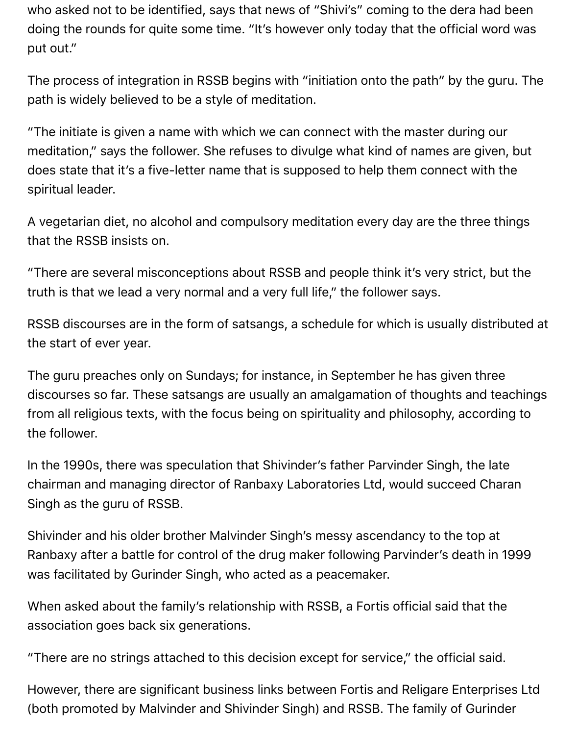who asked not to be identified, says that news of "Shivi's" coming to the dera had been doing the rounds for quite some time. "It's however only today that the official word was put out."

The process of integration in RSSB begins with "initiation onto the path" by the guru. The path is widely believed to be a style of meditation.

"The initiate is given a name with which we can connect with the master during our meditation," says the follower. She refuses to divulge what kind of names are given, but does state that it's a five-letter name that is supposed to help them connect with the spiritual leader.

A vegetarian diet, no alcohol and compulsory meditation every day are the three things that the RSSB insists on.

"There are several misconceptions about RSSB and people think it's very strict, but the truth is that we lead a very normal and a very full life," the follower says.

RSSB discourses are in the form of satsangs, a schedule for which is usually distributed at the start of ever year.

The guru preaches only on Sundays; for instance, in September he has given three discourses so far. These satsangs are usually an amalgamation of thoughts and teachings from all religious texts, with the focus being on spirituality and philosophy, according to the follower.

In the 1990s, there was speculation that Shivinder's father Parvinder Singh, the late chairman and managing director of Ranbaxy Laboratories Ltd, would succeed Charan Singh as the guru of RSSB.

Shivinder and his older brother Malvinder Singh's messy ascendancy to the top at Ranbaxy after a battle for control of the drug maker following Parvinder's death in 1999 was facilitated by Gurinder Singh, who acted as a peacemaker.

When asked about the family's relationship with RSSB, a Fortis official said that the association goes back six generations.

"There are no strings attached to this decision except for service," the official said.

However, there are significant business links between Fortis and Religare Enterprises Ltd (both promoted by Malvinder and Shivinder Singh) and RSSB. The family of Gurinder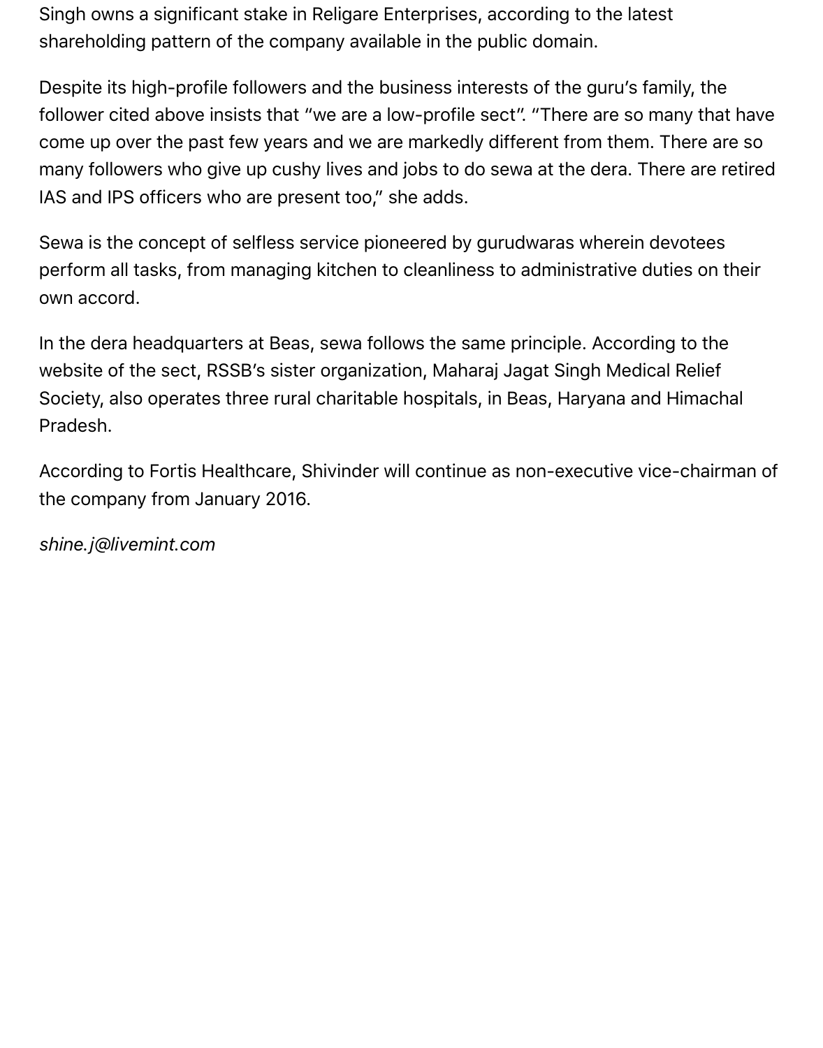Singh owns a significant stake in Religare Enterprises, according to the latest shareholding pattern of the company available in the public domain.

Despite its high-profile followers and the business interests of the guru's family, the follower cited above insists that "we are a low-profile sect". "There are so many that have come up over the past few years and we are markedly different from them. There are so many followers who give up cushy lives and jobs to do sewa at the dera. There are retired IAS and IPS officers who are present too," she adds.

Sewa is the concept of selfless service pioneered by gurudwaras wherein devotees perform all tasks, from managing kitchen to cleanliness to administrative duties on their own accord.

In the dera headquarters at Beas, sewa follows the same principle. According to the website of the sect, RSSB's sister organization, Maharaj Jagat Singh Medical Relief Society, also operates three rural charitable hospitals, in Beas, Haryana and Himachal Pradesh.

According to Fortis Healthcare, Shivinder will continue as non-executive vice-chairman of the company from January 2016.

*shine.j@livemint.com*